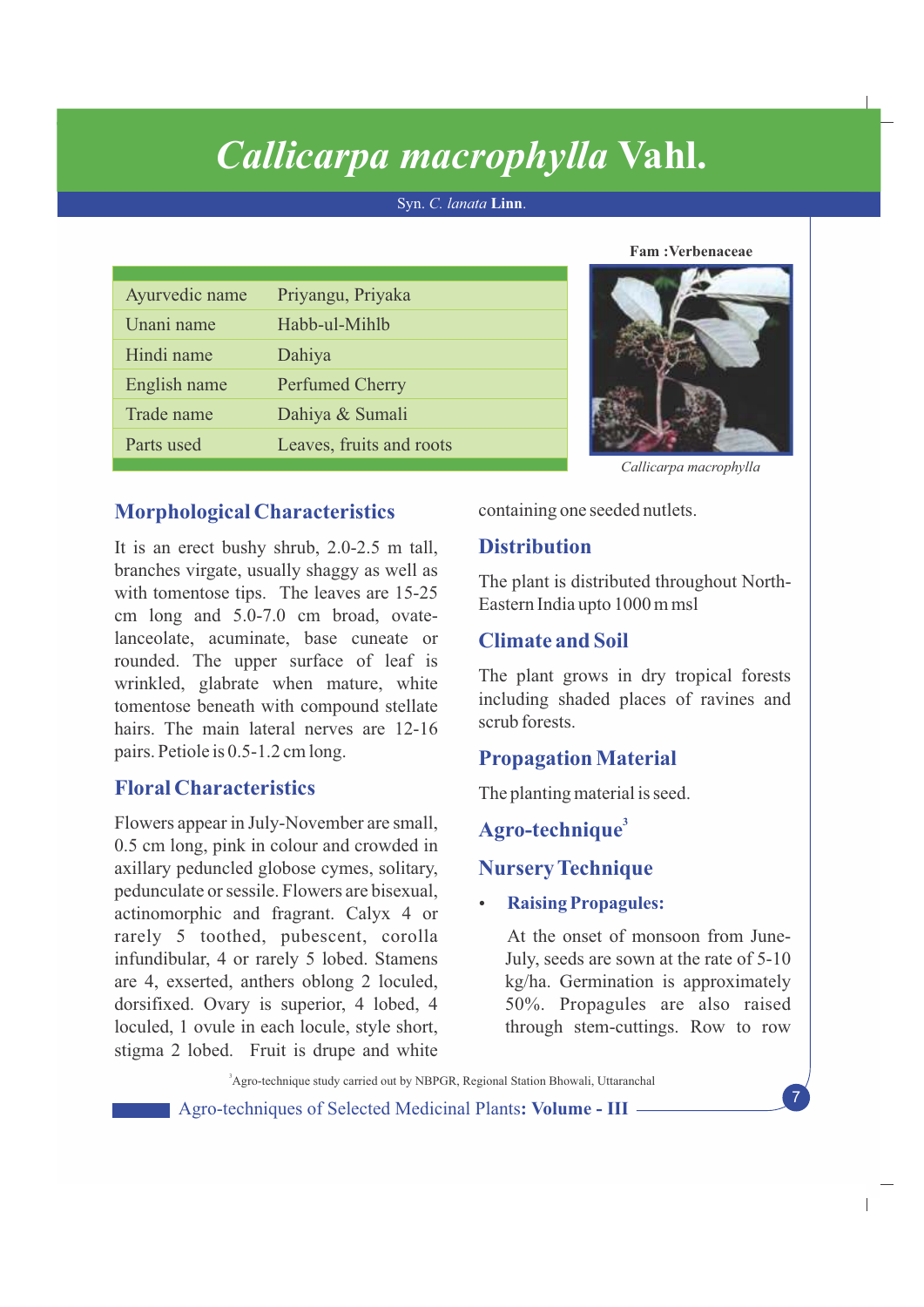# *Callicarpa macrophylla* Vahl.

Syn. *C. lanata* **Linn**.

**Fam :Verbenaceae**

| Ayurvedic name | Priyangu, Priyaka |
|---|---|
| Unani name | Habb-ul-Mihlb |
| Hindi name | Dahiya |
| English name | Perfumed Cherry |
| Trade name | Dahiya & Sumali |
| Parts used | Leaves, fruits and roots |

*Callicarpa macrophylla*

## Morphological Characteristics

It is an erect bushy shrub, 2.0-2.5 m tall, branches virgate, usually shaggy as well as with tomentose tips. The leaves are 15-25 cm long and 5.0-7.0 cm broad, ovate-lanceolate, acuminate, base cuneate or rounded. The upper surface of leaf is wrinkled, glabrate when mature, white tomentose beneath with compound stellate hairs. The main lateral nerves are 12-16 pairs. Petiole is 0.5-1.2 cm long.

## Floral Characteristics

Flowers appear in July-November are small, 0.5 cm long, pink in colour and crowded in axillary peduncled globose cymes, solitary, pedunculate or sessile. Flowers are bisexual, actinomorphic and fragrant. Calyx 4 or rarely 5 toothed, pubescent, corolla infundibular, 4 or rarely 5 lobed. Stamens are 4, exserted, anthers oblong 2 loculed, dorsifixed. Ovary is superior, 4 lobed, 4 loculed, 1 ovule in each locule, style short, stigma 2 lobed. Fruit is drupe and white containing one seeded nutlets.

## Distribution

The plant is distributed throughout North-Eastern India upto 1000 m msl

## Climate and Soil

The plant grows in dry tropical forests including shaded places of ravines and scrub forests.

## Propagation Material

The planting material is seed.

## Agro-technique[3]

## Nursery Technique

- **Raising Propagules:**

  At the onset of monsoon from June-July, seeds are sown at the rate of 5-10 kg/ha. Germination is approximately 50%. Propagules are also raised through stem-cuttings. Row to row

[3]Agro-technique study carried out by NBPGR, Regional Station Bhowali, Uttaranchal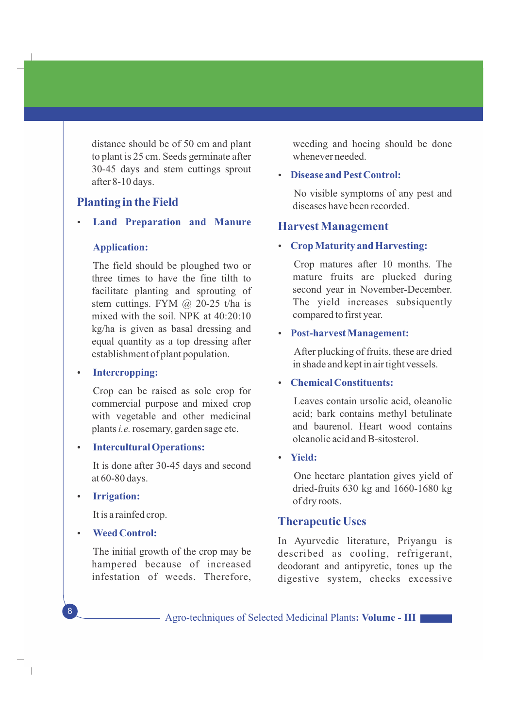distance should be of 50 cm and plant to plant is 25 cm. Seeds germinate after 30-45 days and stem cuttings sprout after 8-10 days.

## Planting in the Field

- **Land Preparation and Manure Application:**

  The field should be ploughed two or three times to have the fine tilth to facilitate planting and sprouting of stem cuttings. FYM @ 20-25 t/ha is mixed with the soil. NPK at 40:20:10 kg/ha is given as basal dressing and equal quantity as a top dressing after establishment of plant population.

- **Intercropping:**

  Crop can be raised as sole crop for commercial purpose and mixed crop with vegetable and other medicinal plants *i.e.* rosemary, garden sage etc.

- **Intercultural Operations:**

  It is done after 30-45 days and second at 60-80 days.

- **Irrigation:**

  It is a rainfed crop.

- **Weed Control:**

  The initial growth of the crop may be hampered because of increased infestation of weeds. Therefore, weeding and hoeing should be done whenever needed.

- **Disease and Pest Control:**

  No visible symptoms of any pest and diseases have been recorded.

## Harvest Management

- **Crop Maturity and Harvesting:**

  Crop matures after 10 months. The mature fruits are plucked during second year in November-December. The yield increases subsequently compared to first year.

- **Post-harvest Management:**

  After plucking of fruits, these are dried in shade and kept in air tight vessels.

- **Chemical Constituents:**

  Leaves contain ursolic acid, oleanolic acid; bark contains methyl betulinate and baurenol. Heart wood contains oleanolic acid and B-sitosterol.

- **Yield:**

  One hectare plantation gives yield of dried-fruits 630 kg and 1660-1680 kg of dry roots.

## Therapeutic Uses

In Ayurvedic literature, Priyangu is described as cooling, refrigerant, deodorant and antipyretic, tones up the digestive system, checks excessive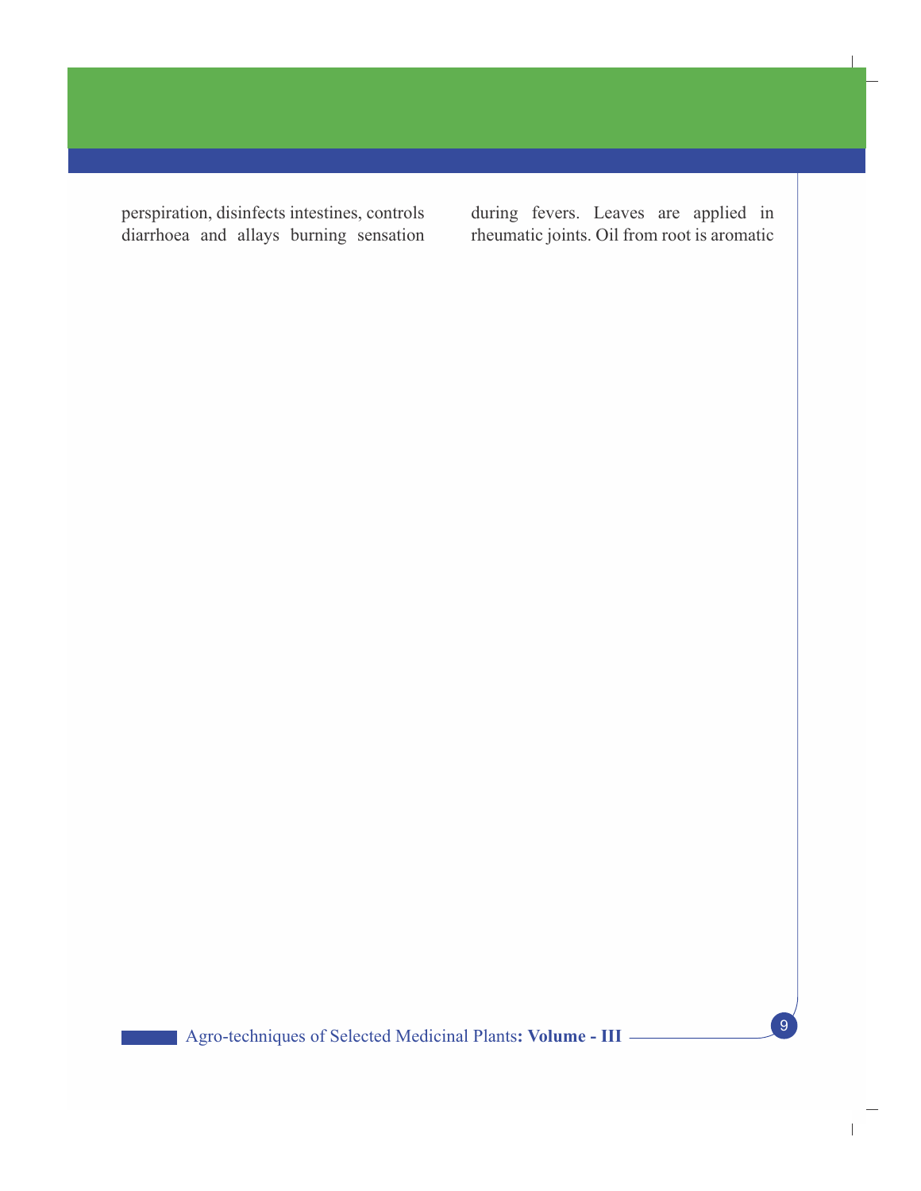perspiration, disinfects intestines, controls diarrhoea and allays burning sensation during fevers. Leaves are applied in rheumatic joints. Oil from root is aromatic